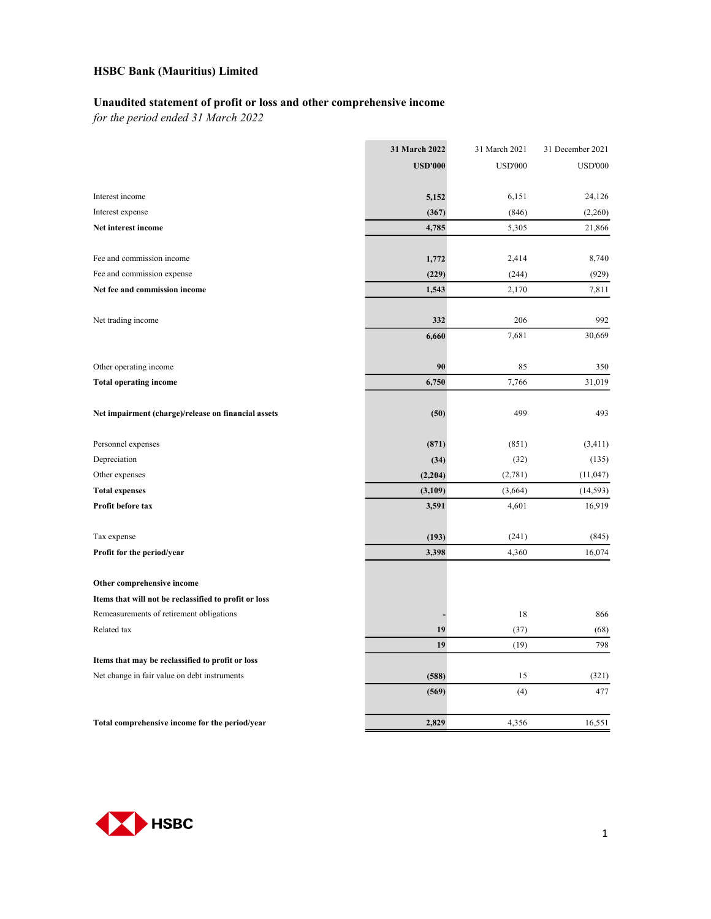# HSBC Bank (Mauritius) Limited

## Unaudited statement of profit or loss and other comprehensive income

*for the period ended 31 March 2022*

| | **31 March 2022** | 31 March 2021 | 31 December 2021 |
|---|---|---|---|
| | **USD'000** | USD'000 | USD'000 |
| Interest income | **5,152** | 6,151 | 24,126 |
| Interest expense | **(367)** | (846) | (2,260) |
| **Net interest income** | **4,785** | 5,305 | 21,866 |
| Fee and commission income | **1,772** | 2,414 | 8,740 |
| Fee and commission expense | **(229)** | (244) | (929) |
| **Net fee and commission income** | **1,543** | 2,170 | 7,811 |
| Net trading income | **332** | 206 | 992 |
| | **6,660** | 7,681 | 30,669 |
| Other operating income | **90** | 85 | 350 |
| **Total operating income** | **6,750** | 7,766 | 31,019 |
| **Net impairment (charge)/release on financial assets** | **(50)** | 499 | 493 |
| Personnel expenses | **(871)** | (851) | (3,411) |
| Depreciation | **(34)** | (32) | (135) |
| Other expenses | **(2,204)** | (2,781) | (11,047) |
| **Total expenses** | **(3,109)** | (3,664) | (14,593) |
| **Profit before tax** | **3,591** | 4,601 | 16,919 |
| Tax expense | **(193)** | (241) | (845) |
| **Profit for the period/year** | **3,398** | 4,360 | 16,074 |
| **Other comprehensive income** | | | |
| **Items that will not be reclassified to profit or loss** | | | |
| Remeasurements of retirement obligations | **-** | 18 | 866 |
| Related tax | **19** | (37) | (68) |
| | **19** | (19) | 798 |
| **Items that may be reclassified to profit or loss** | | | |
| Net change in fair value on debt instruments | **(588)** | 15 | (321) |
| | **(569)** | (4) | 477 |
| **Total comprehensive income for the period/year** | **2,829** | 4,356 | 16,551 |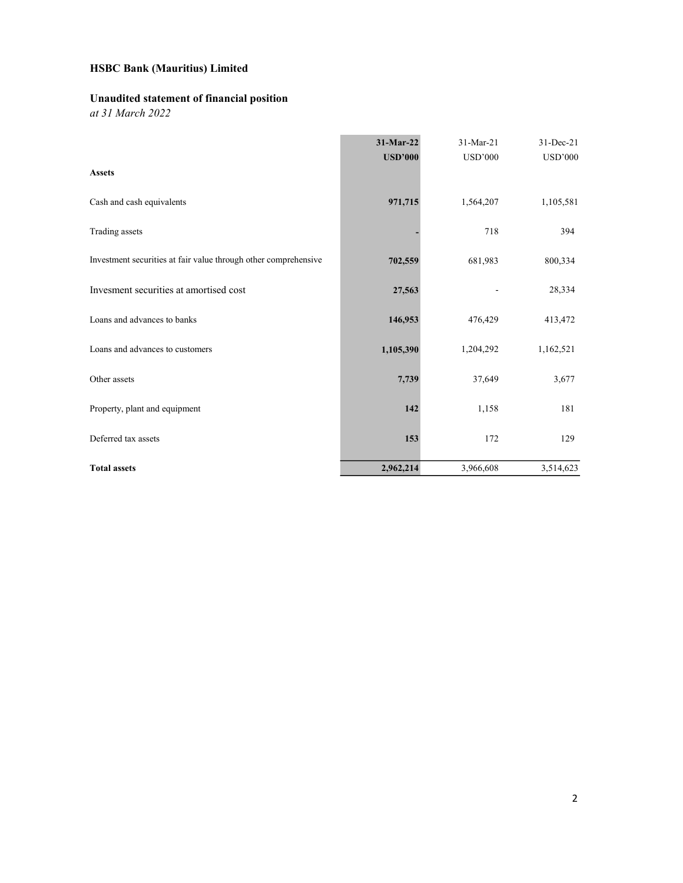# HSBC Bank (Mauritius) Limited

## Unaudited statement of financial position

*at 31 March 2022*

| | 31-Mar-22 USD'000 | 31-Mar-21 USD'000 | 31-Dec-21 USD'000 |
|---|---|---|---|
| **Assets** | | | |
| Cash and cash equivalents | **971,715** | 1,564,207 | 1,105,581 |
| Trading assets | **-** | 718 | 394 |
| Investment securities at fair value through other comprehensive | **702,559** | 681,983 | 800,334 |
| Invesment securities at amortised cost | **27,563** | - | 28,334 |
| Loans and advances to banks | **146,953** | 476,429 | 413,472 |
| Loans and advances to customers | **1,105,390** | 1,204,292 | 1,162,521 |
| Other assets | **7,739** | 37,649 | 3,677 |
| Property, plant and equipment | **142** | 1,158 | 181 |
| Deferred tax assets | **153** | 172 | 129 |
| **Total assets** | **2,962,214** | 3,966,608 | 3,514,623 |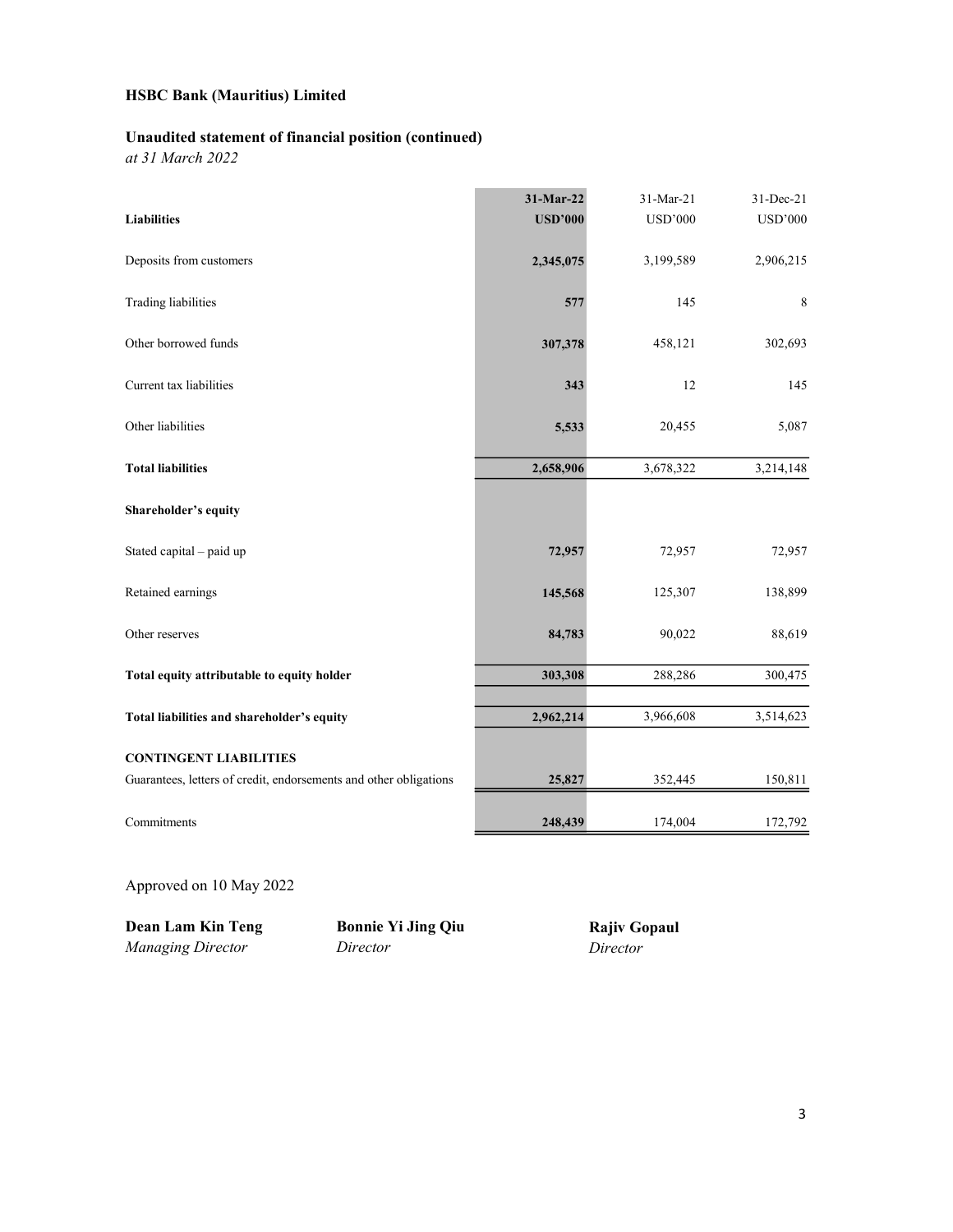**HSBC Bank (Mauritius) Limited**

**Unaudited statement of financial position (continued)**

*at 31 March 2022*

| **Liabilities** | **31-Mar-22 USD'000** | 31-Mar-21 USD'000 | 31-Dec-21 USD'000 |
|---|---|---|---|
| Deposits from customers | **2,345,075** | 3,199,589 | 2,906,215 |
| Trading liabilities | **577** | 145 | 8 |
| Other borrowed funds | **307,378** | 458,121 | 302,693 |
| Current tax liabilities | **343** | 12 | 145 |
| Other liabilities | **5,533** | 20,455 | 5,087 |
| **Total liabilities** | **2,658,906** | 3,678,322 | 3,214,148 |
| **Shareholder's equity** | | | |
| Stated capital – paid up | **72,957** | 72,957 | 72,957 |
| Retained earnings | **145,568** | 125,307 | 138,899 |
| Other reserves | **84,783** | 90,022 | 88,619 |
| **Total equity attributable to equity holder** | **303,308** | 288,286 | 300,475 |
| **Total liabilities and shareholder's equity** | **2,962,214** | 3,966,608 | 3,514,623 |
| **CONTINGENT LIABILITIES** | | | |
| Guarantees, letters of credit, endorsements and other obligations | **25,827** | 352,445 | 150,811 |
| Commitments | **248,439** | 174,004 | 172,792 |

Approved on 10 May 2022

**Dean Lam Kin Teng**
*Managing Director*

**Bonnie Yi Jing Qiu**
*Director*

**Rajiv Gopaul**
*Director*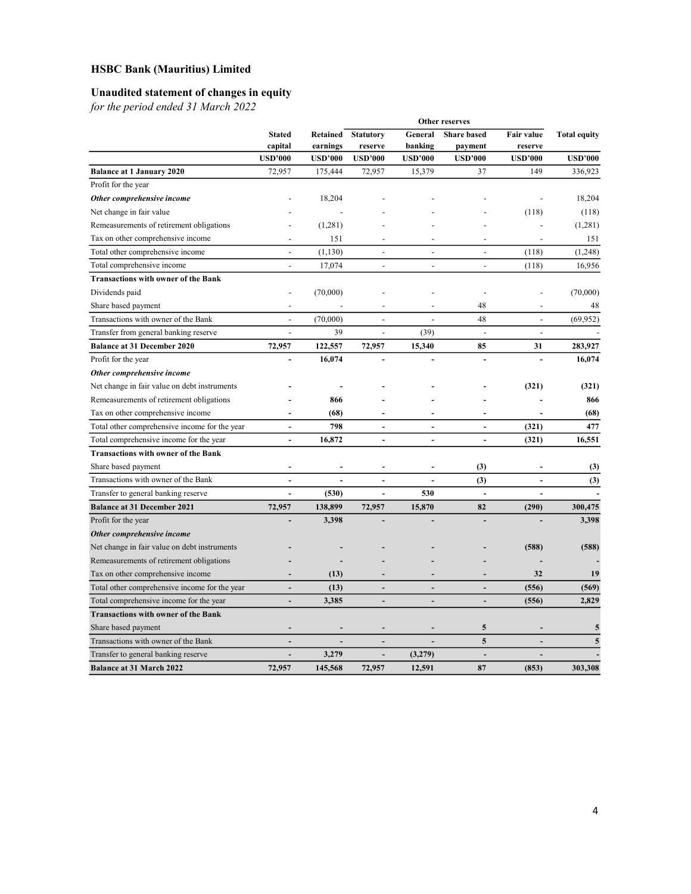# HSBC Bank (Mauritius) Limited

## Unaudited statement of changes in equity

*for the period ended 31 March 2022*

| | Stated capital | Retained earnings | Other reserves | | | | Total equity |
|---|---|---|---|---|---|---|---|
| | | | Statutory reserve | General banking | Share based payment | Fair value reserve | |
| | USD'000 | USD'000 | USD'000 | USD'000 | USD'000 | USD'000 | USD'000 |
| **Balance at 1 January 2020** | 72,957 | 175,444 | 72,957 | 15,379 | 37 | 149 | 336,923 |
| Profit for the year | | | | | | | |
| ***Other comprehensive income*** | - | 18,204 | - | - | - | - | 18,204 |
| Net change in fair value | - | - | - | - | - | (118) | (118) |
| Remeasurements of retirement obligations | - | (1,281) | - | - | - | - | (1,281) |
| Tax on other comprehensive income | - | 151 | - | - | - | - | 151 |
| Total other comprehensive income | - | (1,130) | - | - | - | (118) | (1,248) |
| Total comprehensive income | - | 17,074 | - | - | - | (118) | 16,956 |
| **Transactions with owner of the Bank** | | | | | | | |
| Dividends paid | - | (70,000) | - | - | - | - | (70,000) |
| Share based payment | - | - | - | - | 48 | - | 48 |
| Transactions with owner of the Bank | - | (70,000) | - | - | 48 | - | (69,952) |
| Transfer from general banking reserve | - | 39 | - | (39) | - | - | - |
| **Balance at 31 December 2020** | **72,957** | **122,557** | **72,957** | **15,340** | **85** | **31** | **283,927** |
| Profit for the year | **-** | **16,074** | **-** | **-** | **-** | **-** | **16,074** |
| ***Other comprehensive income*** | | | | | | | |
| Net change in fair value on debt instruments | **-** | **-** | **-** | **-** | **-** | **(321)** | **(321)** |
| Remeasurements of retirement obligations | **-** | **866** | **-** | **-** | **-** | **-** | **866** |
| Tax on other comprehensive income | **-** | **(68)** | **-** | **-** | **-** | **-** | **(68)** |
| Total other comprehensive income for the year | **-** | **798** | **-** | **-** | **-** | **(321)** | **477** |
| Total comprehensive income for the year | **-** | **16,872** | **-** | **-** | **-** | **(321)** | **16,551** |
| **Transactions with owner of the Bank** | | | | | | | |
| Share based payment | **-** | **-** | **-** | **-** | **(3)** | **-** | **(3)** |
| Transactions with owner of the Bank | **-** | **-** | **-** | **-** | **(3)** | **-** | **(3)** |
| Transfer to general banking reserve | **-** | **(530)** | **-** | **530** | **-** | **-** | **-** |
| **Balance at 31 December 2021** | **72,957** | **138,899** | **72,957** | **15,870** | **82** | **(290)** | **300,475** |
| Profit for the year | **-** | **3,398** | **-** | **-** | **-** | **-** | **3,398** |
| ***Other comprehensive income*** | | | | | | | |
| Net change in fair value on debt instruments | **-** | **-** | **-** | **-** | **-** | **(588)** | **(588)** |
| Remeasurements of retirement obligations | **-** | **-** | **-** | **-** | **-** | **-** | **-** |
| Tax on other comprehensive income | **-** | **(13)** | **-** | **-** | **-** | **32** | **19** |
| Total other comprehensive income for the year | **-** | **(13)** | **-** | **-** | **-** | **(556)** | **(569)** |
| Total comprehensive income for the year | **-** | **3,385** | **-** | **-** | **-** | **(556)** | **2,829** |
| **Transactions with owner of the Bank** | | | | | | | |
| Share based payment | **-** | **-** | **-** | **-** | **5** | **-** | **5** |
| Transactions with owner of the Bank | **-** | **-** | **-** | **-** | **5** | **-** | **5** |
| Transfer to general banking reserve | **-** | **3,279** | **-** | **(3,279)** | **-** | **-** | **-** |
| **Balance at 31 March 2022** | **72,957** | **145,568** | **72,957** | **12,591** | **87** | **(853)** | **303,308** |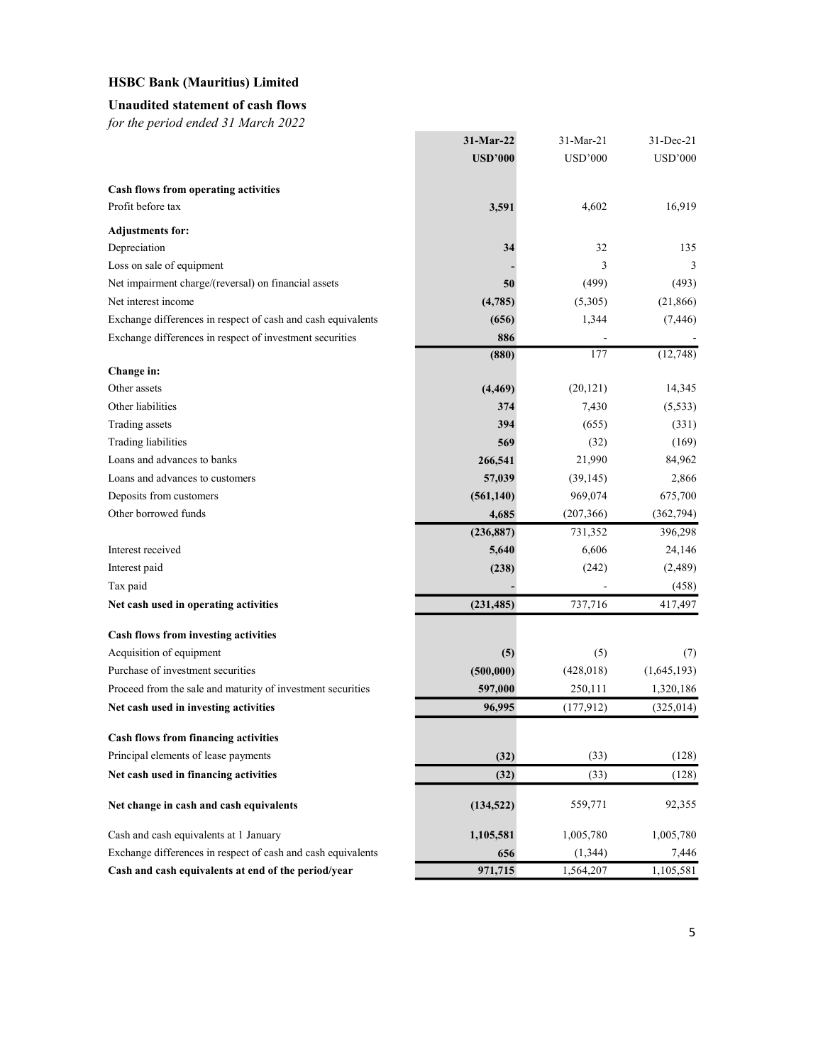**HSBC Bank (Mauritius) Limited**

**Unaudited statement of cash flows**

*for the period ended 31 March 2022*

| | 31-Mar-22 | 31-Mar-21 | 31-Dec-21 |
|---|---|---|---|
| | USD'000 | USD'000 | USD'000 |
| **Cash flows from operating activities** | | | |
| Profit before tax | 3,591 | 4,602 | 16,919 |
| **Adjustments for:** | | | |
| Depreciation | 34 | 32 | 135 |
| Loss on sale of equipment | - | 3 | 3 |
| Net impairment charge/(reversal) on financial assets | 50 | (499) | (493) |
| Net interest income | (4,785) | (5,305) | (21,866) |
| Exchange differences in respect of cash and cash equivalents | (656) | 1,344 | (7,446) |
| Exchange differences in respect of investment securities | 886 | - | - |
| | (880) | 177 | (12,748) |
| **Change in:** | | | |
| Other assets | (4,469) | (20,121) | 14,345 |
| Other liabilities | 374 | 7,430 | (5,533) |
| Trading assets | 394 | (655) | (331) |
| Trading liabilities | 569 | (32) | (169) |
| Loans and advances to banks | 266,541 | 21,990 | 84,962 |
| Loans and advances to customers | 57,039 | (39,145) | 2,866 |
| Deposits from customers | (561,140) | 969,074 | 675,700 |
| Other borrowed funds | 4,685 | (207,366) | (362,794) |
| | (236,887) | 731,352 | 396,298 |
| Interest received | 5,640 | 6,606 | 24,146 |
| Interest paid | (238) | (242) | (2,489) |
| Tax paid | - | - | (458) |
| **Net cash used in operating activities** | (231,485) | 737,716 | 417,497 |
| **Cash flows from investing activities** | | | |
| Acquisition of equipment | (5) | (5) | (7) |
| Purchase of investment securities | (500,000) | (428,018) | (1,645,193) |
| Proceed from the sale and maturity of investment securities | 597,000 | 250,111 | 1,320,186 |
| **Net cash used in investing activities** | 96,995 | (177,912) | (325,014) |
| **Cash flows from financing activities** | | | |
| Principal elements of lease payments | (32) | (33) | (128) |
| **Net cash used in financing activities** | (32) | (33) | (128) |
| **Net change in cash and cash equivalents** | (134,522) | 559,771 | 92,355 |
| Cash and cash equivalents at 1 January | 1,105,581 | 1,005,780 | 1,005,780 |
| Exchange differences in respect of cash and cash equivalents | 656 | (1,344) | 7,446 |
| **Cash and cash equivalents at end of the period/year** | 971,715 | 1,564,207 | 1,105,581 |